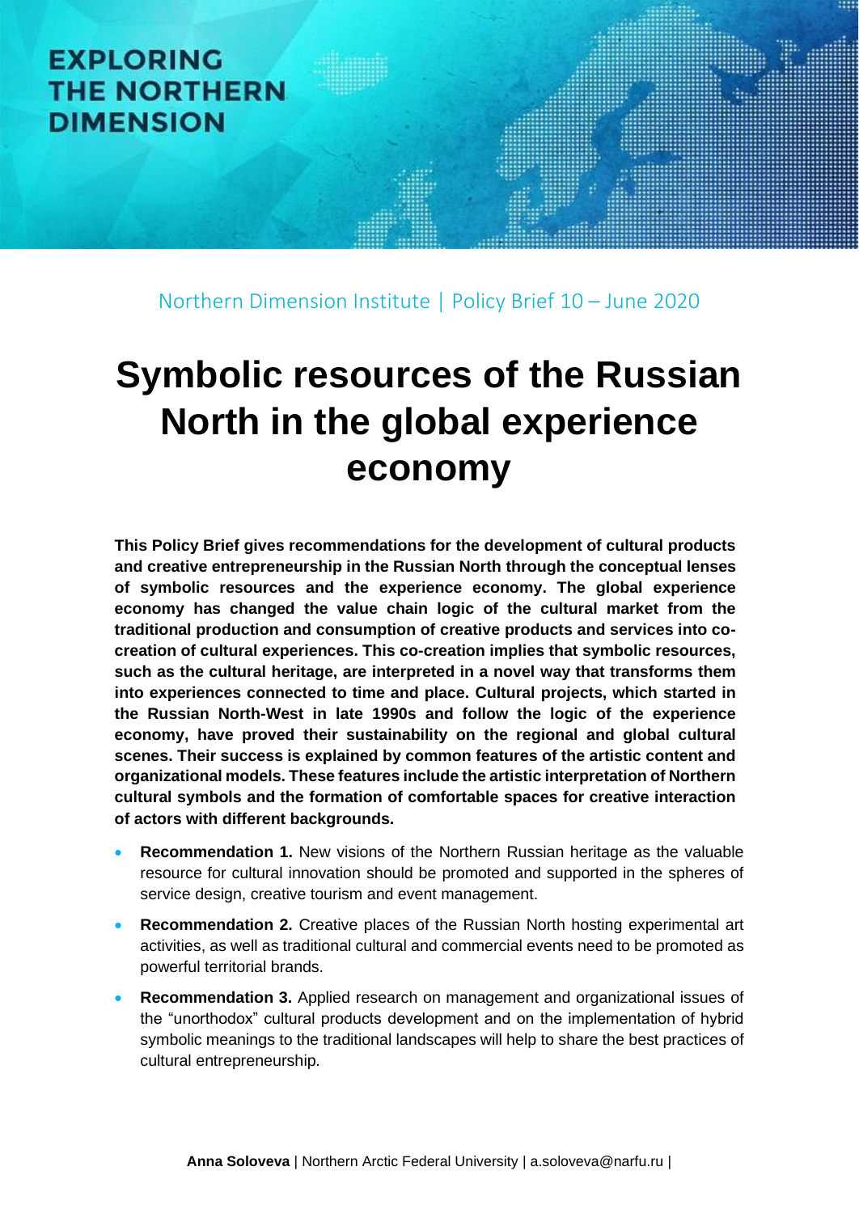EXPLORING THE NORTHERN DIMENSION

Northern Dimension Institute | Policy Brief 10 – June 2020

# Symbolic resources of the Russian North in the global experience economy

**This Policy Brief gives recommendations for the development of cultural products and creative entrepreneurship in the Russian North through the conceptual lenses of symbolic resources and the experience economy. The global experience economy has changed the value chain logic of the cultural market from the traditional production and consumption of creative products and services into co-creation of cultural experiences. This co-creation implies that symbolic resources, such as the cultural heritage, are interpreted in a novel way that transforms them into experiences connected to time and place. Cultural projects, which started in the Russian North-West in late 1990s and follow the logic of the experience economy, have proved their sustainability on the regional and global cultural scenes. Their success is explained by common features of the artistic content and organizational models. These features include the artistic interpretation of Northern cultural symbols and the formation of comfortable spaces for creative interaction of actors with different backgrounds.**

- **Recommendation 1.** New visions of the Northern Russian heritage as the valuable resource for cultural innovation should be promoted and supported in the spheres of service design, creative tourism and event management.
- **Recommendation 2.** Creative places of the Russian North hosting experimental art activities, as well as traditional cultural and commercial events need to be promoted as powerful territorial brands.
- **Recommendation 3.** Applied research on management and organizational issues of the "unorthodox" cultural products development and on the implementation of hybrid symbolic meanings to the traditional landscapes will help to share the best practices of cultural entrepreneurship.

**Anna Soloveva** | Northern Arctic Federal University | a.soloveva@narfu.ru |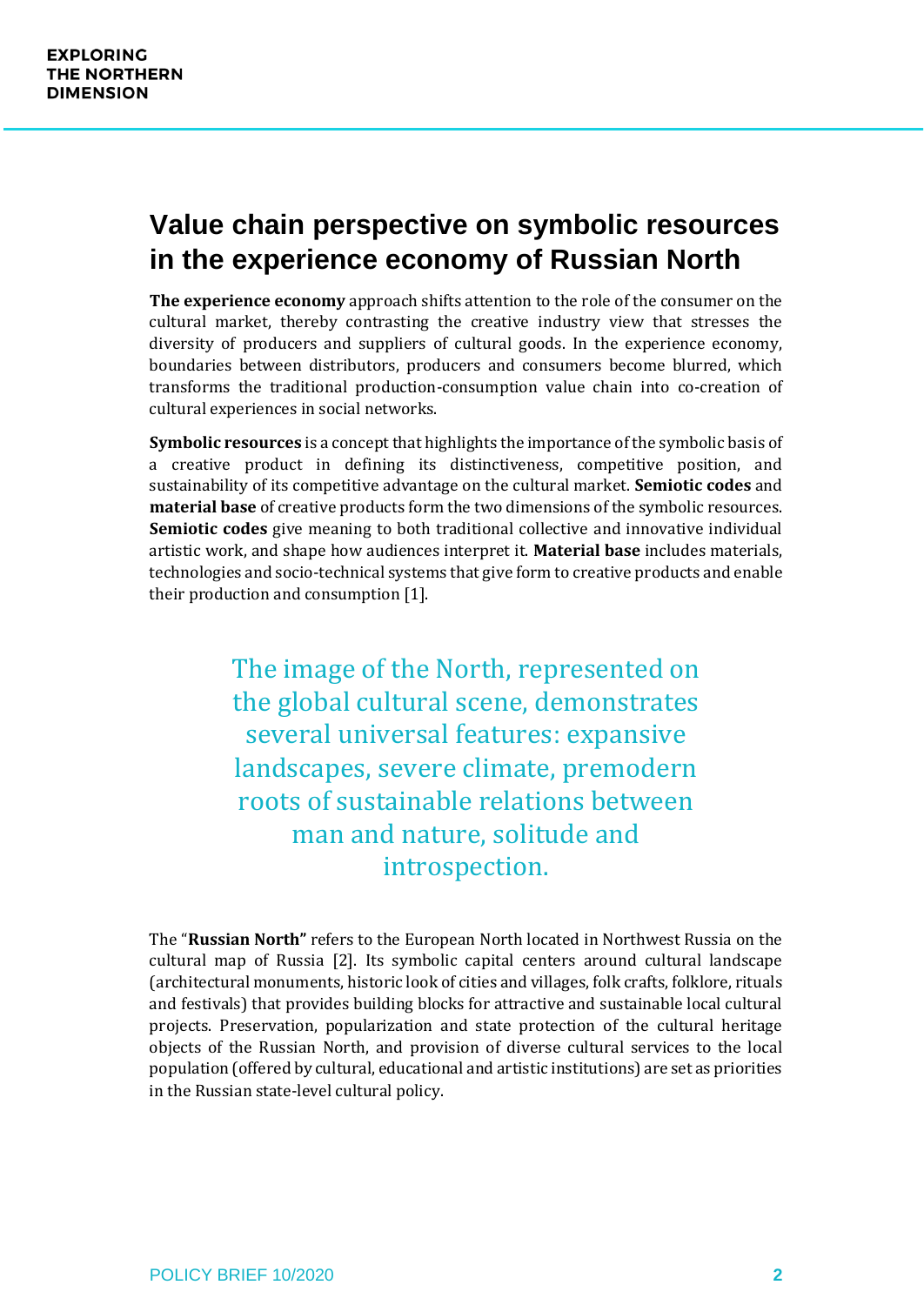## Value chain perspective on symbolic resources in the experience economy of Russian North

**The experience economy** approach shifts attention to the role of the consumer on the cultural market, thereby contrasting the creative industry view that stresses the diversity of producers and suppliers of cultural goods. In the experience economy, boundaries between distributors, producers and consumers become blurred, which transforms the traditional production-consumption value chain into co-creation of cultural experiences in social networks.

**Symbolic resources** is a concept that highlights the importance of the symbolic basis of a creative product in defining its distinctiveness, competitive position, and sustainability of its competitive advantage on the cultural market. **Semiotic codes** and **material base** of creative products form the two dimensions of the symbolic resources. **Semiotic codes** give meaning to both traditional collective and innovative individual artistic work, and shape how audiences interpret it. **Material base** includes materials, technologies and socio-technical systems that give form to creative products and enable their production and consumption [1].

> The image of the North, represented on the global cultural scene, demonstrates several universal features: expansive landscapes, severe climate, premodern roots of sustainable relations between man and nature, solitude and introspection.

The "**Russian North"** refers to the European North located in Northwest Russia on the cultural map of Russia [2]. Its symbolic capital centers around cultural landscape (architectural monuments, historic look of cities and villages, folk crafts, folklore, rituals and festivals) that provides building blocks for attractive and sustainable local cultural projects. Preservation, popularization and state protection of the cultural heritage objects of the Russian North, and provision of diverse cultural services to the local population (offered by cultural, educational and artistic institutions) are set as priorities in the Russian state-level cultural policy.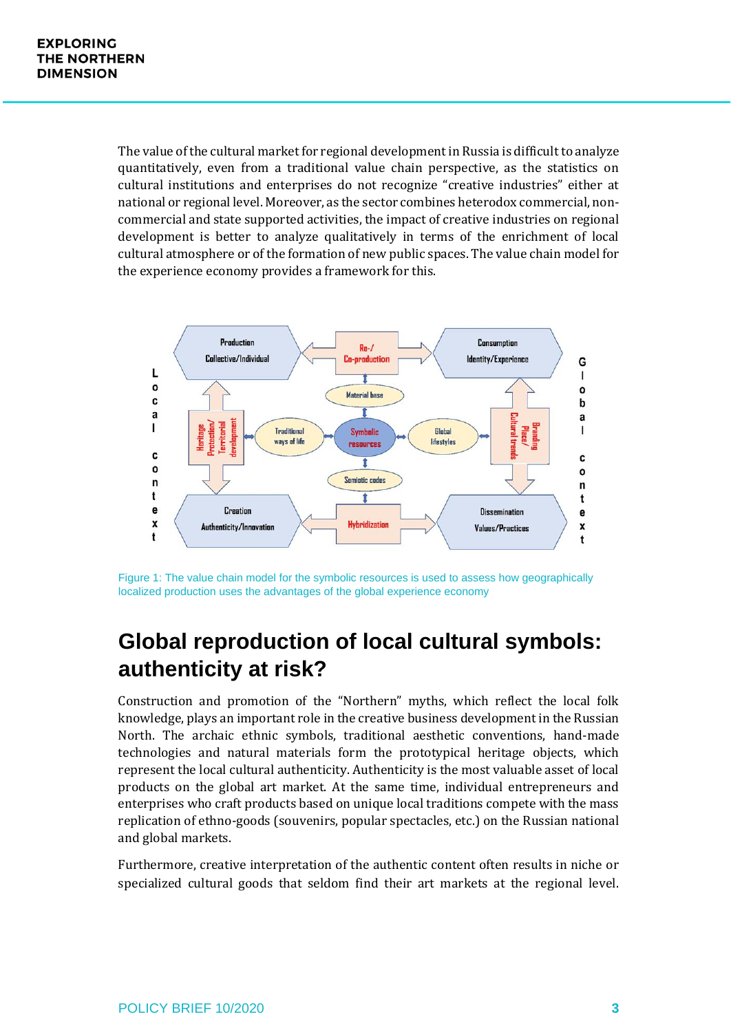The value of the cultural market for regional development in Russia is difficult to analyze quantitatively, even from a traditional value chain perspective, as the statistics on cultural institutions and enterprises do not recognize "creative industries" either at national or regional level. Moreover, as the sector combines heterodox commercial, non-commercial and state supported activities, the impact of creative industries on regional development is better to analyze qualitatively in terms of the enrichment of local cultural atmosphere or of the formation of new public spaces. The value chain model for the experience economy provides a framework for this.

Figure 1: The value chain model for the symbolic resources is used to assess how geographically localized production uses the advantages of the global experience economy

## Global reproduction of local cultural symbols: authenticity at risk?

Construction and promotion of the "Northern" myths, which reflect the local folk knowledge, plays an important role in the creative business development in the Russian North. The archaic ethnic symbols, traditional aesthetic conventions, hand-made technologies and natural materials form the prototypical heritage objects, which represent the local cultural authenticity. Authenticity is the most valuable asset of local products on the global art market. At the same time, individual entrepreneurs and enterprises who craft products based on unique local traditions compete with the mass replication of ethno-goods (souvenirs, popular spectacles, etc.) on the Russian national and global markets.

Furthermore, creative interpretation of the authentic content often results in niche or specialized cultural goods that seldom find their art markets at the regional level.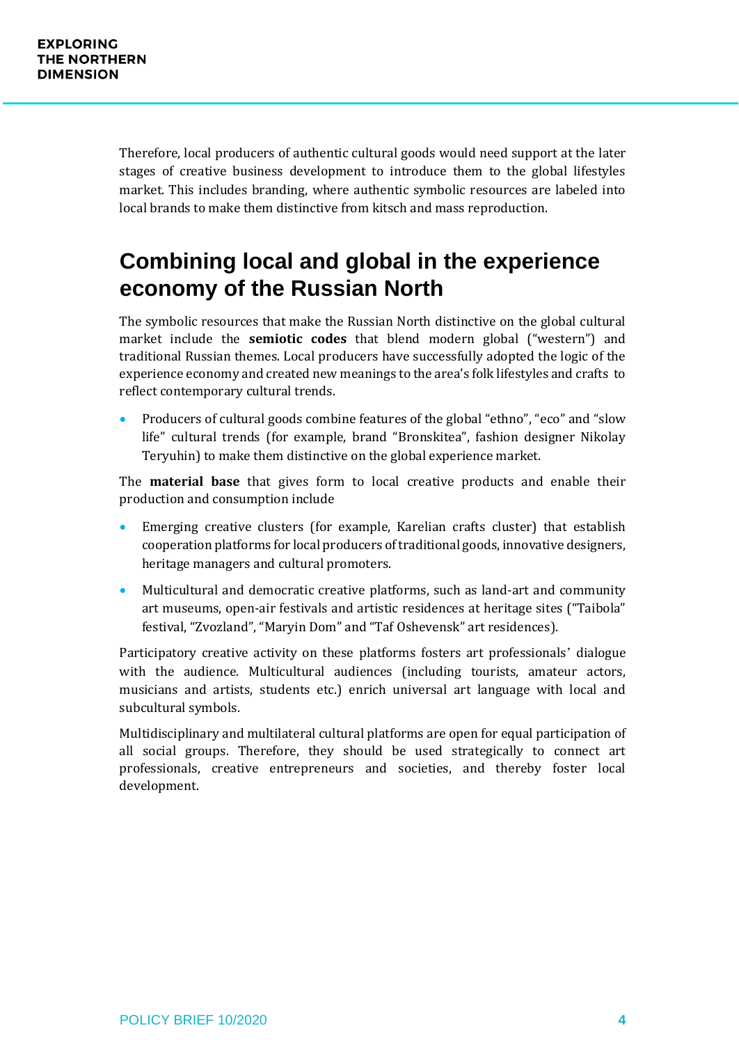Therefore, local producers of authentic cultural goods would need support at the later stages of creative business development to introduce them to the global lifestyles market. This includes branding, where authentic symbolic resources are labeled into local brands to make them distinctive from kitsch and mass reproduction.

## Combining local and global in the experience economy of the Russian North

The symbolic resources that make the Russian North distinctive on the global cultural market include the **semiotic codes** that blend modern global ("western") and traditional Russian themes. Local producers have successfully adopted the logic of the experience economy and created new meanings to the area's folk lifestyles and crafts to reflect contemporary cultural trends.

- Producers of cultural goods combine features of the global "ethno", "eco" and "slow life" cultural trends (for example, brand "Bronskitea", fashion designer Nikolay Teryuhin) to make them distinctive on the global experience market.

The **material base** that gives form to local creative products and enable their production and consumption include

- Emerging creative clusters (for example, Karelian crafts cluster) that establish cooperation platforms for local producers of traditional goods, innovative designers, heritage managers and cultural promoters.
- Multicultural and democratic creative platforms, such as land-art and community art museums, open-air festivals and artistic residences at heritage sites ("Taibola" festival, "Zvozland", "Maryin Dom" and "Taf Oshevensk" art residences).

Participatory creative activity on these platforms fosters art professionals' dialogue with the audience. Multicultural audiences (including tourists, amateur actors, musicians and artists, students etc.) enrich universal art language with local and subcultural symbols.

Multidisciplinary and multilateral cultural platforms are open for equal participation of all social groups. Therefore, they should be used strategically to connect art professionals, creative entrepreneurs and societies, and thereby foster local development.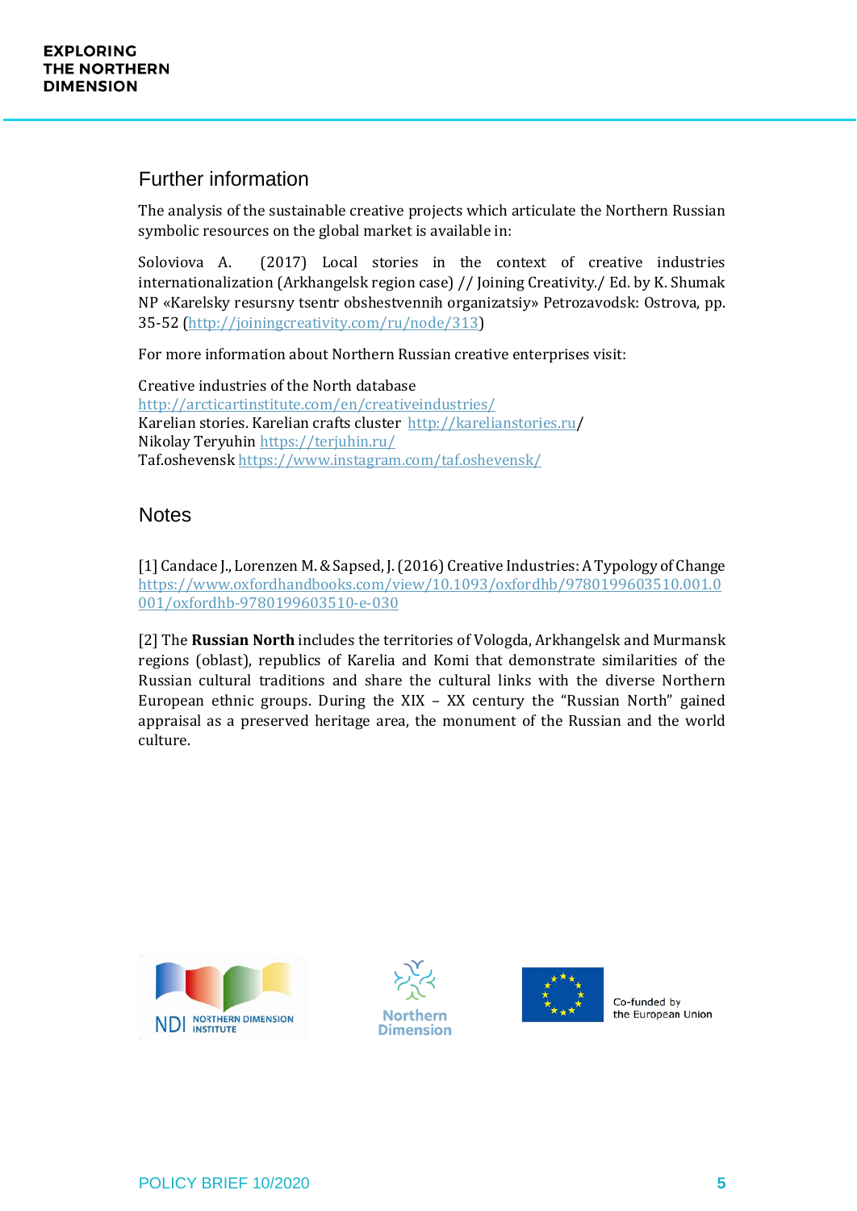## Further information

The analysis of the sustainable creative projects which articulate the Northern Russian symbolic resources on the global market is available in:

Soloviova A. (2017) Local stories in the context of creative industries internationalization (Arkhangelsk region case) // Joining Creativity./ Ed. by K. Shumak NP «Karelsky resursny tsentr obshestvennih organizatsiy» Petrozavodsk: Ostrova, pp. 35-52 (http://joiningcreativity.com/ru/node/313)

For more information about Northern Russian creative enterprises visit:

Creative industries of the North database
http://arcticartinstitute.com/en/creativeindustries/
Karelian stories. Karelian crafts cluster http://karelianstories.ru/
Nikolay Teryuhin https://terjuhin.ru/
Taf.oshevensk https://www.instagram.com/taf.oshevensk/

## Notes

[1] Candace J., Lorenzen M. & Sapsed, J. (2016) Creative Industries: A Typology of Change https://www.oxfordhandbooks.com/view/10.1093/oxfordhb/9780199603510.001.0001/oxfordhb-9780199603510-e-030

[2] The **Russian North** includes the territories of Vologda, Arkhangelsk and Murmansk regions (oblast), republics of Karelia and Komi that demonstrate similarities of the Russian cultural traditions and share the cultural links with the diverse Northern European ethnic groups. During the XIX – XX century the "Russian North" gained appraisal as a preserved heritage area, the monument of the Russian and the world culture.

NDI NORTHERN DIMENSION INSTITUTE

Northern Dimension

Co-funded by the European Union